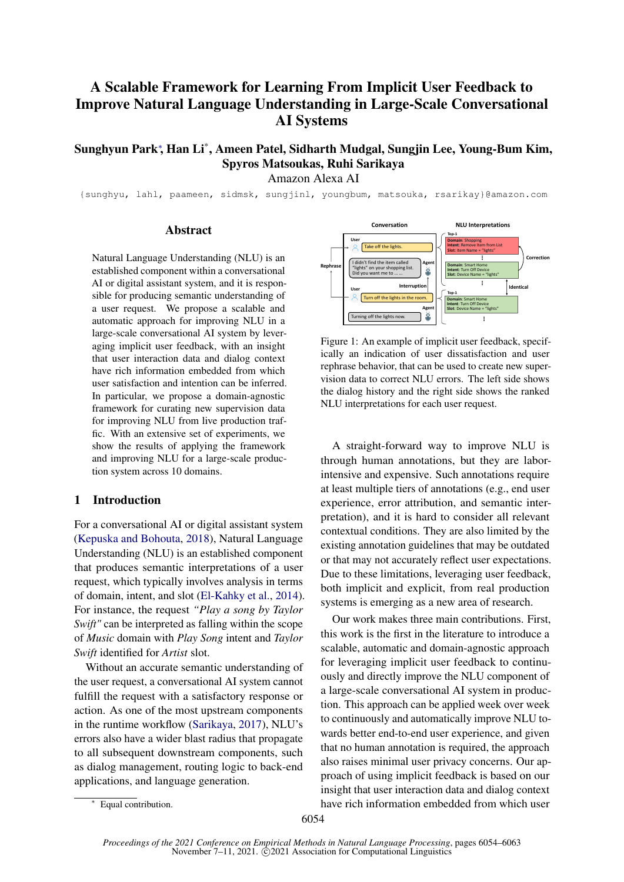# A Scalable Framework for Learning From Implicit User Feedback to Improve Natural Language Understanding in Large-Scale Conversational AI Systems

**Sunghyun Park***, **Han Li***, **Ameen Patel**, **Sidharth Mudgal**, **Sungjin Lee**, **Young-Bum Kim**, **Spyros Matsoukas**, **Ruhi Sarikaya**

Amazon Alexa AI

{sunghyu, lahl, paameen, sidmsk, sungjinl, youngbum, matsouka, rsarikay}@amazon.com

## Abstract

Natural Language Understanding (NLU) is an established component within a conversational AI or digital assistant system, and it is responsible for producing semantic understanding of a user request. We propose a scalable and automatic approach for improving NLU in a large-scale conversational AI system by leveraging implicit user feedback, with an insight that user interaction data and dialog context have rich information embedded from which user satisfaction and intention can be inferred. In particular, we propose a domain-agnostic framework for curating new supervision data for improving NLU from live production traffic. With an extensive set of experiments, we show the results of applying the framework and improving NLU for a large-scale production system across 10 domains.

## 1 Introduction

For a conversational AI or digital assistant system (Kepuska and Bohouta, 2018), Natural Language Understanding (NLU) is an established component that produces semantic interpretations of a user request, which typically involves analysis in terms of domain, intent, and slot (El-Kahky et al., 2014). For instance, the request *"Play a song by Taylor Swift"* can be interpreted as falling within the scope of *Music* domain with *Play Song* intent and *Taylor Swift* identified for *Artist* slot.

Without an accurate semantic understanding of the user request, a conversational AI system cannot fulfill the request with a satisfactory response or action. As one of the most upstream components in the runtime workflow (Sarikaya, 2017), NLU's errors also have a wider blast radius that propagate to all subsequent downstream components, such as dialog management, routing logic to back-end applications, and language generation.

Figure 1: An example of implicit user feedback, specifically an indication of user dissatisfaction and user rephrase behavior, that can be used to create new supervision data to correct NLU errors. The left side shows the dialog history and the right side shows the ranked NLU interpretations for each user request.

A straight-forward way to improve NLU is through human annotations, but they are labor-intensive and expensive. Such annotations require at least multiple tiers of annotations (e.g., end user experience, error attribution, and semantic interpretation), and it is hard to consider all relevant contextual conditions. They are also limited by the existing annotation guidelines that may be outdated or that may not accurately reflect user expectations. Due to these limitations, leveraging user feedback, both implicit and explicit, from real production systems is emerging as a new area of research.

Our work makes three main contributions. First, this work is the first in the literature to introduce a scalable, automatic and domain-agnostic approach for leveraging implicit user feedback to continuously and directly improve the NLU component of a large-scale conversational AI system in production. This approach can be applied week over week to continuously and automatically improve NLU towards better end-to-end user experience, and given that no human annotation is required, the approach also raises minimal user privacy concerns. Our approach of using implicit feedback is based on our insight that user interaction data and dialog context have rich information embedded from which user

\* Equal contribution.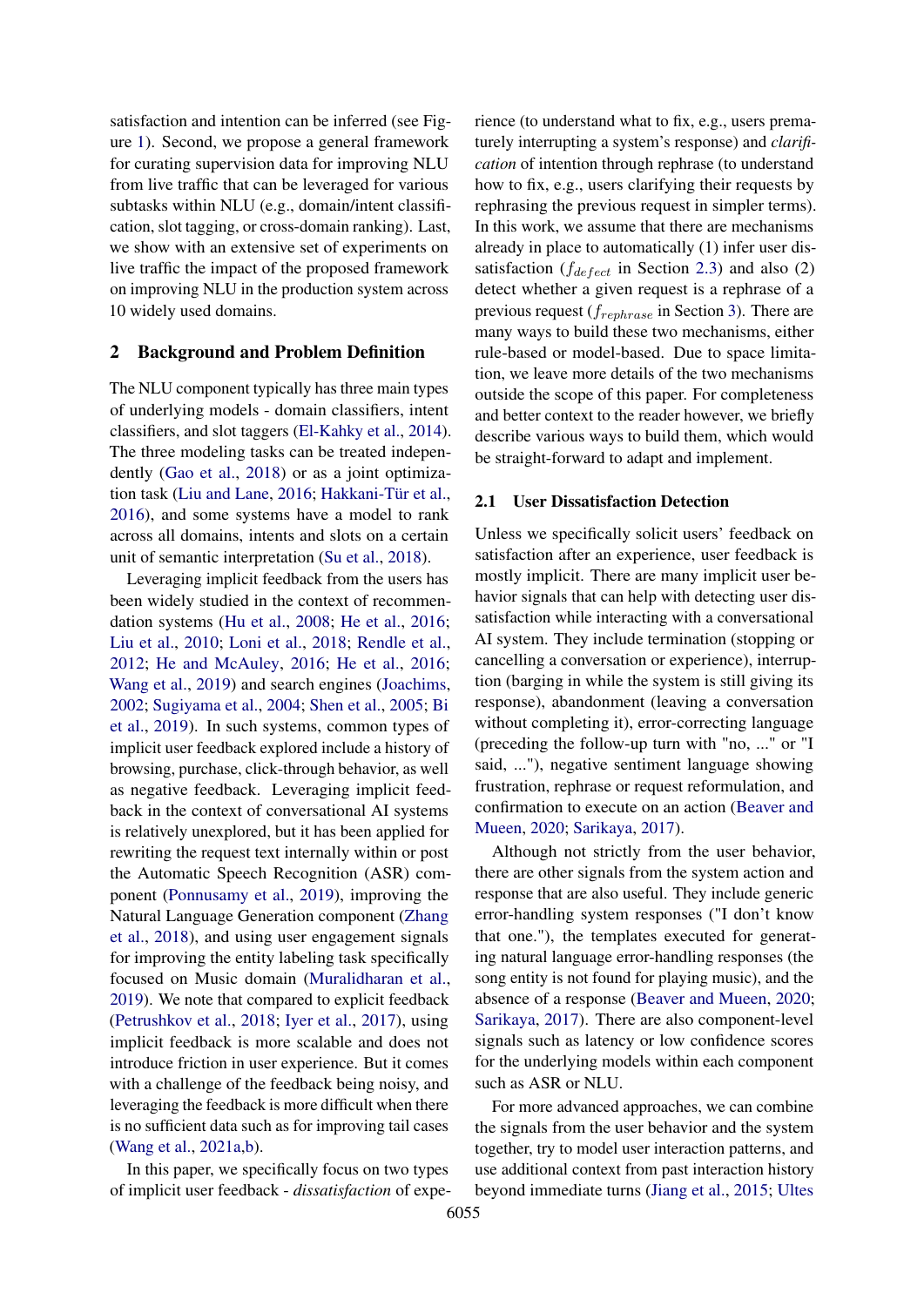satisfaction and intention can be inferred (see Figure 1). Second, we propose a general framework for curating supervision data for improving NLU from live traffic that can be leveraged for various subtasks within NLU (e.g., domain/intent classification, slot tagging, or cross-domain ranking). Last, we show with an extensive set of experiments on live traffic the impact of the proposed framework on improving NLU in the production system across 10 widely used domains.

## 2 Background and Problem Definition

The NLU component typically has three main types of underlying models - domain classifiers, intent classifiers, and slot taggers (El-Kahky et al., 2014). The three modeling tasks can be treated independently (Gao et al., 2018) or as a joint optimization task (Liu and Lane, 2016; Hakkani-Tür et al., 2016), and some systems have a model to rank across all domains, intents and slots on a certain unit of semantic interpretation (Su et al., 2018).

Leveraging implicit feedback from the users has been widely studied in the context of recommendation systems (Hu et al., 2008; He et al., 2016; Liu et al., 2010; Loni et al., 2018; Rendle et al., 2012; He and McAuley, 2016; He et al., 2016; Wang et al., 2019) and search engines (Joachims, 2002; Sugiyama et al., 2004; Shen et al., 2005; Bi et al., 2019). In such systems, common types of implicit user feedback explored include a history of browsing, purchase, click-through behavior, as well as negative feedback. Leveraging implicit feedback in the context of conversational AI systems is relatively unexplored, but it has been applied for rewriting the request text internally within or post the Automatic Speech Recognition (ASR) component (Ponnusamy et al., 2019), improving the Natural Language Generation component (Zhang et al., 2018), and using user engagement signals for improving the entity labeling task specifically focused on Music domain (Muralidharan et al., 2019). We note that compared to explicit feedback (Petrushkov et al., 2018; Iyer et al., 2017), using implicit feedback is more scalable and does not introduce friction in user experience. But it comes with a challenge of the feedback being noisy, and leveraging the feedback is more difficult when there is no sufficient data such as for improving tail cases (Wang et al., 2021a,b).

In this paper, we specifically focus on two types of implicit user feedback - *dissatisfaction* of experience (to understand what to fix, e.g., users prematurely interrupting a system's response) and *clarification* of intention through rephrase (to understand how to fix, e.g., users clarifying their requests by rephrasing the previous request in simpler terms). In this work, we assume that there are mechanisms already in place to automatically (1) infer user dissatisfaction ($f_{defect}$ in Section 2.3) and also (2) detect whether a given request is a rephrase of a previous request ($f_{rephrase}$ in Section 3). There are many ways to build these two mechanisms, either rule-based or model-based. Due to space limitation, we leave more details of the two mechanisms outside the scope of this paper. For completeness and better context to the reader however, we briefly describe various ways to build them, which would be straight-forward to adapt and implement.

### 2.1 User Dissatisfaction Detection

Unless we specifically solicit users' feedback on satisfaction after an experience, user feedback is mostly implicit. There are many implicit user behavior signals that can help with detecting user dissatisfaction while interacting with a conversational AI system. They include termination (stopping or cancelling a conversation or experience), interruption (barging in while the system is still giving its response), abandonment (leaving a conversation without completing it), error-correcting language (preceding the follow-up turn with "no, ..." or "I said, ..."), negative sentiment language showing frustration, rephrase or request reformulation, and confirmation to execute on an action (Beaver and Mueen, 2020; Sarikaya, 2017).

Although not strictly from the user behavior, there are other signals from the system action and response that are also useful. They include generic error-handling system responses ("I don't know that one."), the templates executed for generating natural language error-handling responses (the song entity is not found for playing music), and the absence of a response (Beaver and Mueen, 2020; Sarikaya, 2017). There are also component-level signals such as latency or low confidence scores for the underlying models within each component such as ASR or NLU.

For more advanced approaches, we can combine the signals from the user behavior and the system together, try to model user interaction patterns, and use additional context from past interaction history beyond immediate turns (Jiang et al., 2015; Ultes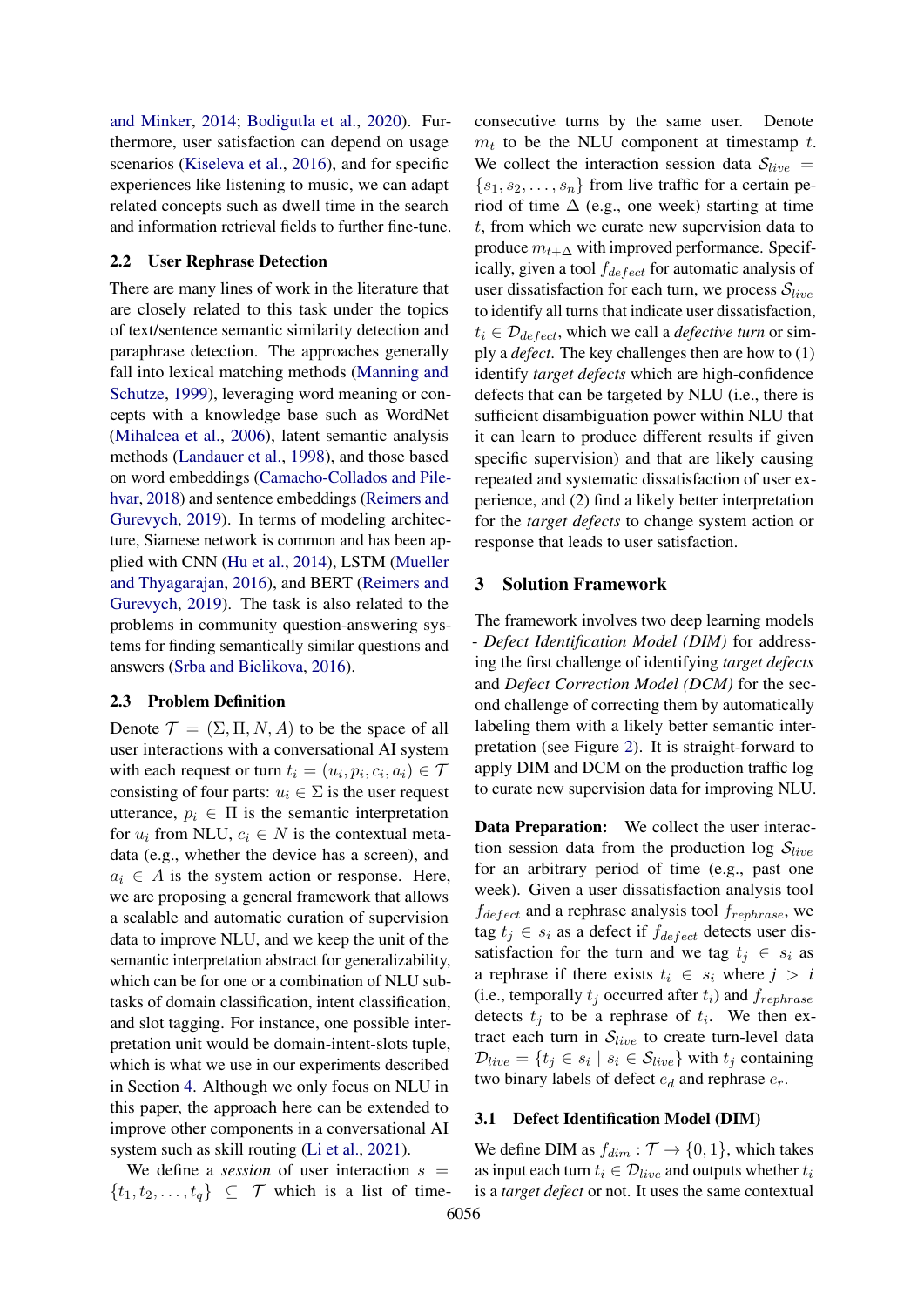and Minker, 2014; Bodigutla et al., 2020). Furthermore, user satisfaction can depend on usage scenarios (Kiseleva et al., 2016), and for specific experiences like listening to music, we can adapt related concepts such as dwell time in the search and information retrieval fields to further fine-tune.

## 2.2 User Rephrase Detection

There are many lines of work in the literature that are closely related to this task under the topics of text/sentence semantic similarity detection and paraphrase detection. The approaches generally fall into lexical matching methods (Manning and Schutze, 1999), leveraging word meaning or concepts with a knowledge base such as WordNet (Mihalcea et al., 2006), latent semantic analysis methods (Landauer et al., 1998), and those based on word embeddings (Camacho-Collados and Pilehvar, 2018) and sentence embeddings (Reimers and Gurevych, 2019). In terms of modeling architecture, Siamese network is common and has been applied with CNN (Hu et al., 2014), LSTM (Mueller and Thyagarajan, 2016), and BERT (Reimers and Gurevych, 2019). The task is also related to the problems in community question-answering systems for finding semantically similar questions and answers (Srba and Bielikova, 2016).

## 2.3 Problem Definition

Denote $\mathcal{T} = (\Sigma, \Pi, N, A)$ to be the space of all user interactions with a conversational AI system with each request or turn $t_i = (u_i, p_i, c_i, a_i) \in \mathcal{T}$ consisting of four parts: $u_i \in \Sigma$ is the user request utterance, $p_i \in \Pi$ is the semantic interpretation for $u_i$ from NLU, $c_i \in N$ is the contextual metadata (e.g., whether the device has a screen), and $a_i \in A$ is the system action or response. Here, we are proposing a general framework that allows a scalable and automatic curation of supervision data to improve NLU, and we keep the unit of the semantic interpretation abstract for generalizability, which can be for one or a combination of NLU subtasks of domain classification, intent classification, and slot tagging. For instance, one possible interpretation unit would be domain-intent-slots tuple, which is what we use in our experiments described in Section 4. Although we only focus on NLU in this paper, the approach here can be extended to improve other components in a conversational AI system such as skill routing (Li et al., 2021).

We define a *session* of user interaction $s = \{t_1, t_2, \ldots, t_q\} \subseteq \mathcal{T}$ which is a list of time-consecutive turns by the same user. Denote $m_t$ to be the NLU component at timestamp $t$. We collect the interaction session data $\mathcal{S}_{live} = \{s_1, s_2, \ldots, s_n\}$ from live traffic for a certain period of time $\Delta$ (e.g., one week) starting at time $t$, from which we curate new supervision data to produce $m_{t+\Delta}$ with improved performance. Specifically, given a tool $f_{defect}$ for automatic analysis of user dissatisfaction for each turn, we process $\mathcal{S}_{live}$ to identify all turns that indicate user dissatisfaction, $t_i \in \mathcal{D}_{defect}$, which we call a *defective turn* or simply a *defect*. The key challenges then are how to (1) identify *target defects* which are high-confidence defects that can be targeted by NLU (i.e., there is sufficient disambiguation power within NLU that it can learn to produce different results if given specific supervision) and that are likely causing repeated and systematic dissatisfaction of user experience, and (2) find a likely better interpretation for the *target defects* to change system action or response that leads to user satisfaction.

# 3 Solution Framework

The framework involves two deep learning models - *Defect Identification Model (DIM)* for addressing the first challenge of identifying *target defects* and *Defect Correction Model (DCM)* for the second challenge of correcting them by automatically labeling them with a likely better semantic interpretation (see Figure 2). It is straight-forward to apply DIM and DCM on the production traffic log to curate new supervision data for improving NLU.

**Data Preparation:** We collect the user interaction session data from the production log $\mathcal{S}_{live}$ for an arbitrary period of time (e.g., past one week). Given a user dissatisfaction analysis tool $f_{defect}$ and a rephrase analysis tool $f_{rephrase}$, we tag $t_j \in s_i$ as a defect if $f_{defect}$ detects user dissatisfaction for the turn and we tag $t_j \in s_i$ as a rephrase if there exists $t_i \in s_i$ where $j > i$ (i.e., temporally $t_j$ occurred after $t_i$) and $f_{rephrase}$ detects $t_j$ to be a rephrase of $t_i$. We then extract each turn in $\mathcal{S}_{live}$ to create turn-level data $\mathcal{D}_{live} = \{t_j \in s_i \mid s_i \in \mathcal{S}_{live}\}$ with $t_j$ containing two binary labels of defect $e_d$ and rephrase $e_r$.

## 3.1 Defect Identification Model (DIM)

We define DIM as $f_{dim} : \mathcal{T} \rightarrow \{0, 1\}$, which takes as input each turn $t_i \in \mathcal{D}_{live}$ and outputs whether $t_i$ is a *target defect* or not. It uses the same contextual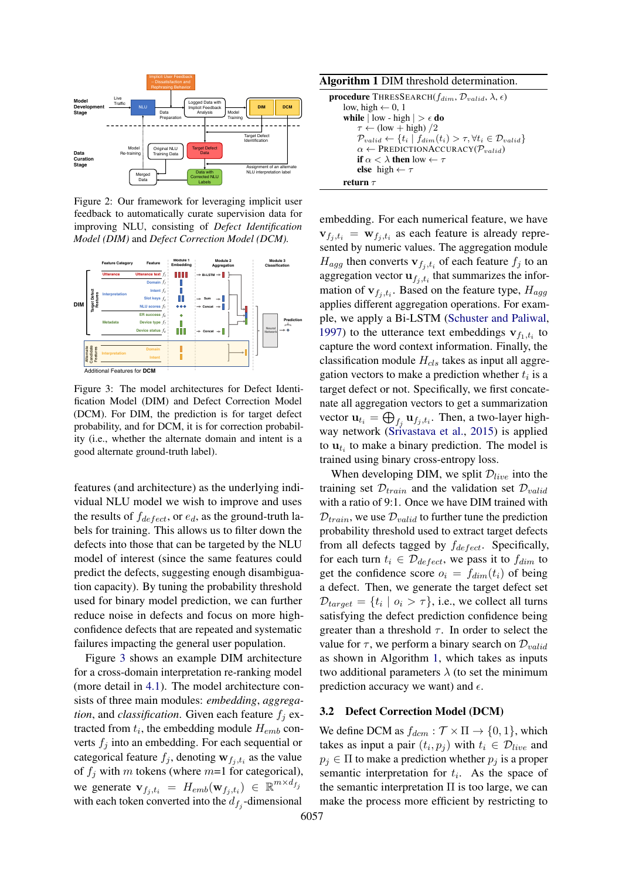Figure 2: Our framework for leveraging implicit user feedback to automatically curate supervision data for improving NLU, consisting of *Defect Identification Model (DIM)* and *Defect Correction Model (DCM)*.

Figure 3: The model architectures for Defect Identification Model (DIM) and Defect Correction Model (DCM). For DIM, the prediction is for target defect probability, and for DCM, it is for correction probability (i.e., whether the alternate domain and intent is a good alternate ground-truth label).

features (and architecture) as the underlying individual NLU model we wish to improve and uses the results of $f_{defect}$, or $e_d$, as the ground-truth labels for training. This allows us to filter down the defects into those that can be targeted by the NLU model of interest (since the same features could predict the defects, suggesting enough disambiguation capacity). By tuning the probability threshold used for binary model prediction, we can further reduce noise in defects and focus on more high-confidence defects that are repeated and systematic failures impacting the general user population.

Figure 3 shows an example DIM architecture for a cross-domain interpretation re-ranking model (more detail in 4.1). The model architecture consists of three main modules: *embedding*, *aggregation*, and *classification*. Given each feature $f_j$ extracted from $t_i$, the embedding module $H_{emb}$ converts $f_j$ into an embedding. For each sequential or categorical feature $f_j$, denoting $\mathbf{w}_{f_j,t_i}$ as the value of $f_j$ with $m$ tokens (where $m$=1 for categorical), we generate $\mathbf{v}_{f_j,t_i} = H_{emb}(\mathbf{w}_{f_j,t_i}) \in \mathbb{R}^{m \times d_{f_j}}$ with each token converted into the $d_{f_j}$-dimensional embedding. For each numerical feature, we have $\mathbf{v}_{f_j,t_i} = \mathbf{w}_{f_j,t_i}$ as each feature is already represented by numeric values. The aggregation module $H_{agg}$ then converts $\mathbf{v}_{f_j,t_i}$ of each feature $f_j$ to an aggregation vector $\mathbf{u}_{f_j,t_i}$ that summarizes the information of $\mathbf{v}_{f_j,t_i}$. Based on the feature type, $H_{agg}$ applies different aggregation operations. For example, we apply a Bi-LSTM (Schuster and Paliwal, 1997) to the utterance text embeddings $\mathbf{v}_{f_1,t_i}$ to capture the word context information. Finally, the classification module $H_{cls}$ takes as input all aggregation vectors to make a prediction whether $t_i$ is a target defect or not. Specifically, we first concatenate all aggregation vectors to get a summarization vector $\mathbf{u}_{t_i} = \bigoplus_{f_j} \mathbf{u}_{f_j,t_i}$. Then, a two-layer highway network (Srivastava et al., 2015) is applied to $\mathbf{u}_{t_i}$ to make a binary prediction. The model is trained using binary cross-entropy loss.

When developing DIM, we split $\mathcal{D}_{live}$ into the training set $\mathcal{D}_{train}$ and the validation set $\mathcal{D}_{valid}$ with a ratio of 9:1. Once we have DIM trained with $\mathcal{D}_{train}$, we use $\mathcal{D}_{valid}$ to further tune the prediction probability threshold used to extract target defects from all defects tagged by $f_{defect}$. Specifically, for each turn $t_i \in \mathcal{D}_{defect}$, we pass it to $f_{dim}$ to get the confidence score $o_i = f_{dim}(t_i)$ of being a defect. Then, we generate the target defect set $\mathcal{D}_{target} = \{t_i \mid o_i > \tau\}$, i.e., we collect all turns satisfying the defect prediction confidence being greater than a threshold $\tau$. In order to select the value for $\tau$, we perform a binary search on $\mathcal{D}_{valid}$ as shown in Algorithm 1, which takes as inputs two additional parameters $\lambda$ (to set the minimum prediction accuracy we want) and $\epsilon$.

**Algorithm 1** DIM threshold determination.

```
procedure THRESSEARCH(f_dim, D_valid, λ, ε)
    low, high ← 0, 1
    while | low − high | > ε do
        τ ← (low + high) /2
        P_valid ← {t_i | f_dim(t_i) > τ, ∀t_i ∈ D_valid}
        α ← PREDICTIONACCURACY(P_valid)
        if α < λ then low ← τ
        else high ← τ
    return τ
```

## 3.2 Defect Correction Model (DCM)

We define DCM as $f_{dcm} : \mathcal{T} \times \Pi \rightarrow \{0, 1\}$, which takes as input a pair $(t_i, p_j)$ with $t_i \in \mathcal{D}_{live}$ and $p_j \in \Pi$ to make a prediction whether $p_j$ is a proper semantic interpretation for $t_i$. As the space of the semantic interpretation $\Pi$ is too large, we can make the process more efficient by restricting to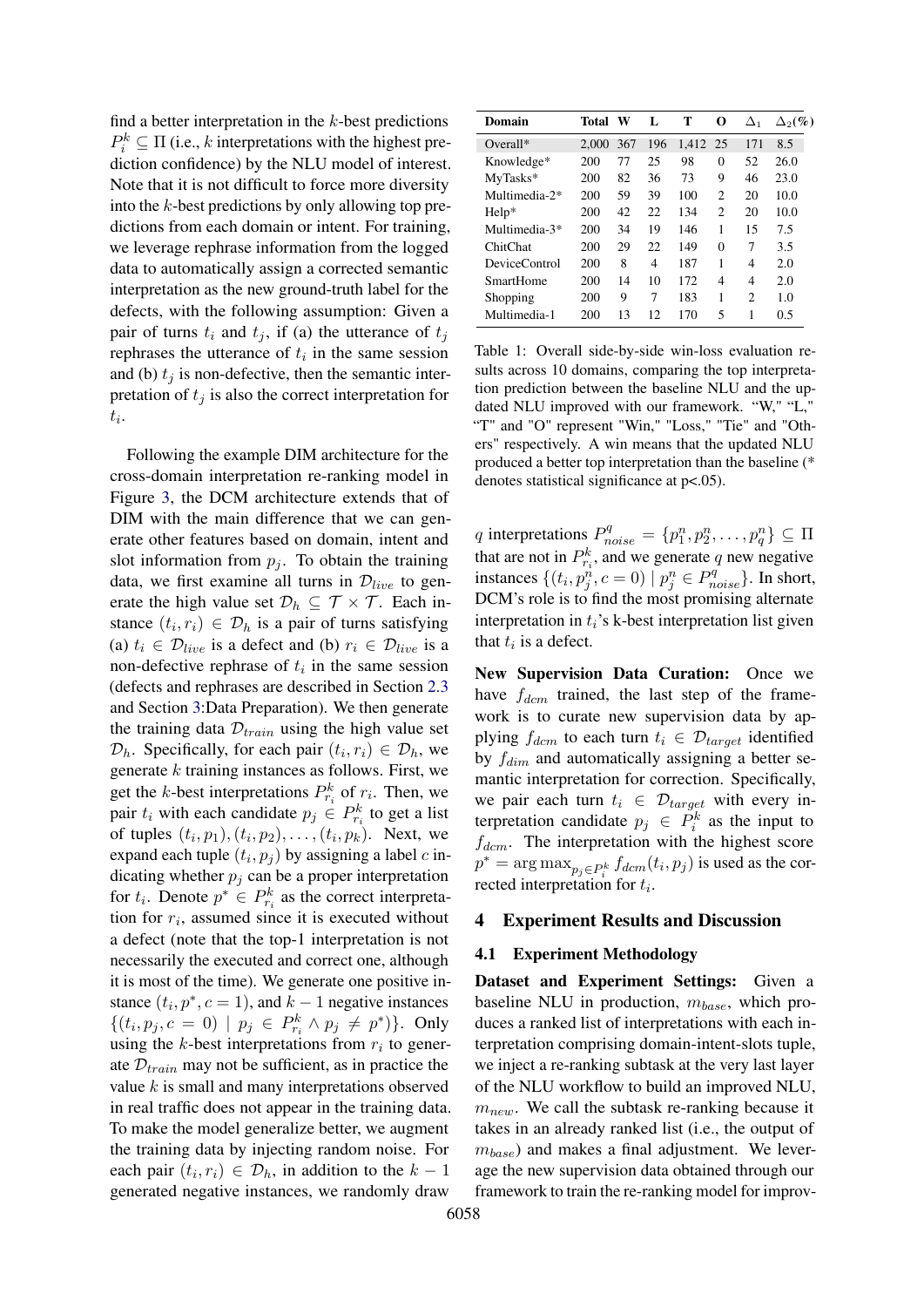find a better interpretation in the $k$-best predictions $P_i^k \subseteq \Pi$ (i.e., $k$ interpretations with the highest prediction confidence) by the NLU model of interest. Note that it is not difficult to force more diversity into the $k$-best predictions by only allowing top predictions from each domain or intent. For training, we leverage rephrase information from the logged data to automatically assign a corrected semantic interpretation as the new ground-truth label for the defects, with the following assumption: Given a pair of turns $t_i$ and $t_j$, if (a) the utterance of $t_j$ rephrases the utterance of $t_i$ in the same session and (b) $t_j$ is non-defective, then the semantic interpretation of $t_j$ is also the correct interpretation for $t_i$.

Following the example DIM architecture for the cross-domain interpretation re-ranking model in Figure 3, the DCM architecture extends that of DIM with the main difference that we can generate other features based on domain, intent and slot information from $p_j$. To obtain the training data, we first examine all turns in $\mathcal{D}_{live}$ to generate the high value set $\mathcal{D}_h \subseteq \mathcal{T} \times \mathcal{T}$. Each instance $(t_i, r_i) \in \mathcal{D}_h$ is a pair of turns satisfying (a) $t_i \in \mathcal{D}_{live}$ is a defect and (b) $r_i \in \mathcal{D}_{live}$ is a non-defective rephrase of $t_i$ in the same session (defects and rephrases are described in Section 2.3 and Section 3:Data Preparation). We then generate the training data $\mathcal{D}_{train}$ using the high value set $\mathcal{D}_h$. Specifically, for each pair $(t_i, r_i) \in \mathcal{D}_h$, we generate $k$ training instances as follows. First, we get the $k$-best interpretations $P_{r_i}^k$ of $r_i$. Then, we pair $t_i$ with each candidate $p_j \in P_{r_i}^k$ to get a list of tuples $(t_i, p_1), (t_i, p_2), \ldots, (t_i, p_k)$. Next, we expand each tuple $(t_i, p_j)$ by assigning a label $c$ indicating whether $p_j$ can be a proper interpretation for $t_i$. Denote $p^* \in P_{r_i}^k$ as the correct interpretation for $r_i$, assumed since it is executed without a defect (note that the top-1 interpretation is not necessarily the executed and correct one, although it is most of the time). We generate one positive instance $(t_i, p^*, c = 1)$, and $k - 1$ negative instances $\{(t_i, p_j, c = 0) \mid p_j \in P_{r_i}^k \wedge p_j \neq p^*)\}$. Only using the $k$-best interpretations from $r_i$ to generate $\mathcal{D}_{train}$ may not be sufficient, as in practice the value $k$ is small and many interpretations observed in real traffic does not appear in the training data. To make the model generalize better, we augment the training data by injecting random noise. For each pair $(t_i, r_i) \in \mathcal{D}_h$, in addition to the $k - 1$ generated negative instances, we randomly draw $q$ interpretations $P_{noise}^q = \{p_1^n, p_2^n, \ldots, p_q^n\} \subseteq \Pi$ that are not in $P_{r_i}^k$, and we generate $q$ new negative instances $\{(t_i, p_j^n, c = 0) \mid p_j^n \in P_{noise}^q\}$. In short, DCM's role is to find the most promising alternate interpretation in $t_i$'s k-best interpretation list given that $t_i$ is a defect.

| Domain | Total | W | L | T | O | $\Delta_1$ | $\Delta_2$(%) |
|---|---|---|---|---|---|---|---|
| Overall* | 2,000 | 367 | 196 | 1,412 | 25 | 171 | 8.5 |
| Knowledge* | 200 | 77 | 25 | 98 | 0 | 52 | 26.0 |
| MyTasks* | 200 | 82 | 36 | 73 | 9 | 46 | 23.0 |
| Multimedia-2* | 200 | 59 | 39 | 100 | 2 | 20 | 10.0 |
| Help* | 200 | 42 | 22 | 134 | 2 | 20 | 10.0 |
| Multimedia-3* | 200 | 34 | 19 | 146 | 1 | 15 | 7.5 |
| ChitChat | 200 | 29 | 22 | 149 | 0 | 7 | 3.5 |
| DeviceControl | 200 | 8 | 4 | 187 | 1 | 4 | 2.0 |
| SmartHome | 200 | 14 | 10 | 172 | 4 | 4 | 2.0 |
| Shopping | 200 | 9 | 7 | 183 | 1 | 2 | 1.0 |
| Multimedia-1 | 200 | 13 | 12 | 170 | 5 | 1 | 0.5 |

Table 1: Overall side-by-side win-loss evaluation results across 10 domains, comparing the top interpretation prediction between the baseline NLU and the updated NLU improved with our framework. "W," "L," "T" and "O" represent "Win," "Loss," "Tie" and "Others" respectively. A win means that the updated NLU produced a better top interpretation than the baseline (* denotes statistical significance at p<.05).

**New Supervision Data Curation:** Once we have $f_{dcm}$ trained, the last step of the framework is to curate new supervision data by applying $f_{dcm}$ to each turn $t_i \in \mathcal{D}_{target}$ identified by $f_{dim}$ and automatically assigning a better semantic interpretation for correction. Specifically, we pair each turn $t_i \in \mathcal{D}_{target}$ with every interpretation candidate $p_j \in P_i^k$ as the input to $f_{dcm}$. The interpretation with the highest score $p^* = \arg\max_{p_j \in P_i^k} f_{dcm}(t_i, p_j)$ is used as the corrected interpretation for $t_i$.

## 4 Experiment Results and Discussion

### 4.1 Experiment Methodology

**Dataset and Experiment Settings:** Given a baseline NLU in production, $m_{base}$, which produces a ranked list of interpretations with each interpretation comprising domain-intent-slots tuple, we inject a re-ranking subtask at the very last layer of the NLU workflow to build an improved NLU, $m_{new}$. We call the subtask re-ranking because it takes in an already ranked list (i.e., the output of $m_{base}$) and makes a final adjustment. We leverage the new supervision data obtained through our framework to train the re-ranking model for improv-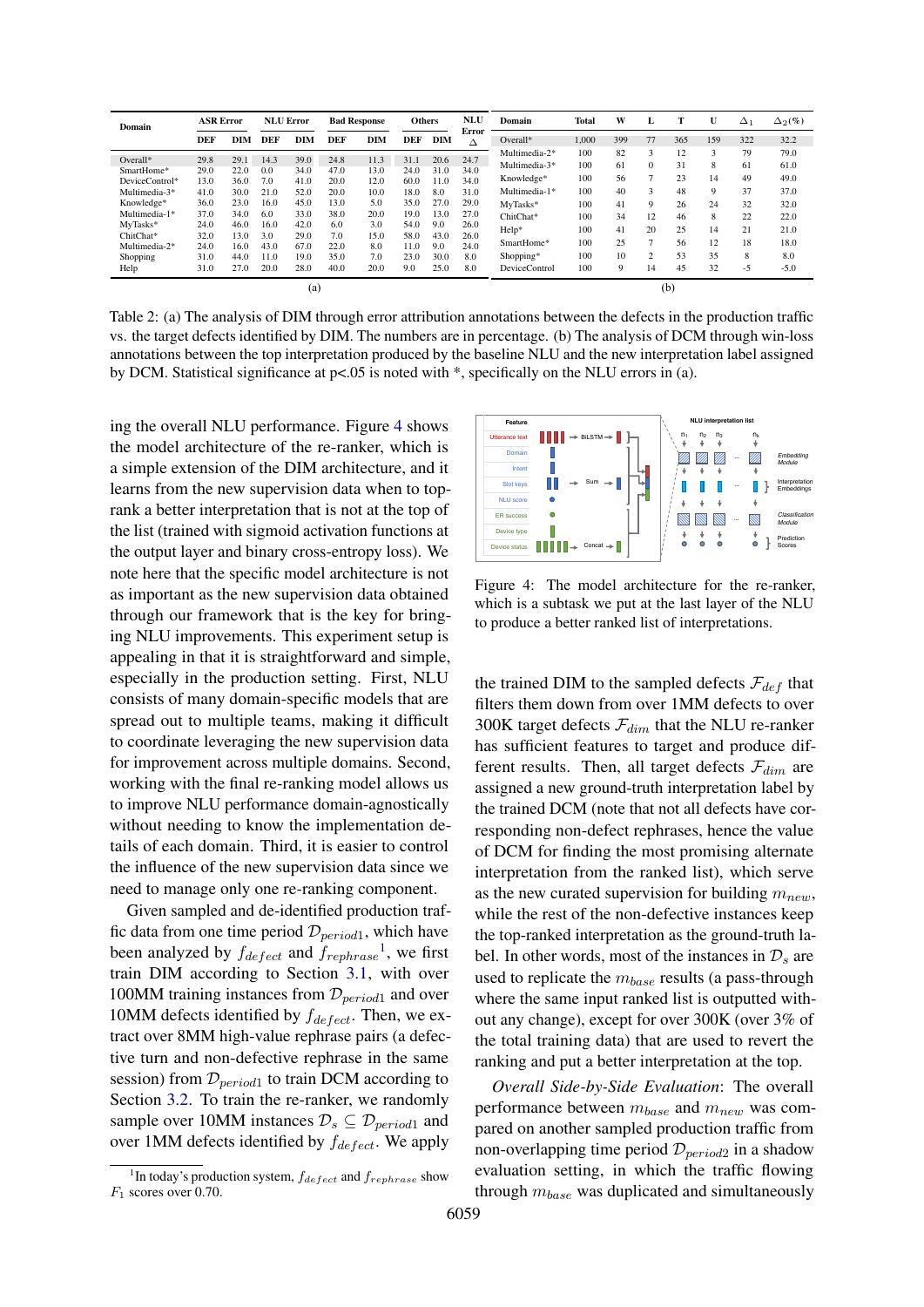| Domain | ASR Error | | NLU Error | | Bad Response | | Others | | NLU Error |
|---|---|---|---|---|---|---|---|---|---|
| | DEF | DIM | DEF | DIM | DEF | DIM | DEF | DIM | Δ |
| Overall* | 29.8 | 29.1 | 14.3 | 39.0 | 24.8 | 11.3 | 31.1 | 20.6 | 24.7 |
| SmartHome* | 29.0 | 22.0 | 0.0 | 34.0 | 47.0 | 13.0 | 24.0 | 31.0 | 34.0 |
| DeviceControl* | 13.0 | 36.0 | 7.0 | 41.0 | 20.0 | 12.0 | 60.0 | 11.0 | 34.0 |
| Multimedia-3* | 41.0 | 30.0 | 21.0 | 52.0 | 20.0 | 10.0 | 18.0 | 8.0 | 31.0 |
| Knowledge* | 36.0 | 23.0 | 16.0 | 45.0 | 13.0 | 5.0 | 35.0 | 27.0 | 29.0 |
| Multimedia-1* | 37.0 | 34.0 | 6.0 | 33.0 | 38.0 | 20.0 | 19.0 | 13.0 | 27.0 |
| MyTasks* | 24.0 | 46.0 | 16.0 | 42.0 | 6.0 | 3.0 | 54.0 | 9.0 | 26.0 |
| ChitChat* | 32.0 | 13.0 | 3.0 | 29.0 | 7.0 | 15.0 | 58.0 | 43.0 | 26.0 |
| Multimedia-2* | 24.0 | 16.0 | 43.0 | 67.0 | 22.0 | 8.0 | 11.0 | 9.0 | 24.0 |
| Shopping | 31.0 | 44.0 | 11.0 | 19.0 | 35.0 | 7.0 | 23.0 | 30.0 | 8.0 |
| Help | 31.0 | 27.0 | 20.0 | 28.0 | 40.0 | 20.0 | 9.0 | 25.0 | 8.0 |

(a)

| Domain | Total | W | L | T | U | $\Delta_1$ | $\Delta_2$(%) |
|---|---|---|---|---|---|---|---|
| Overall* | 1,000 | 399 | 77 | 365 | 159 | 322 | 32.2 |
| Multimedia-2* | 100 | 82 | 3 | 12 | 3 | 79 | 79.0 |
| Multimedia-3* | 100 | 61 | 0 | 31 | 8 | 61 | 61.0 |
| Knowledge* | 100 | 56 | 7 | 23 | 14 | 49 | 49.0 |
| Multimedia-1* | 100 | 40 | 3 | 48 | 9 | 37 | 37.0 |
| MyTasks* | 100 | 41 | 9 | 26 | 24 | 32 | 32.0 |
| ChitChat* | 100 | 34 | 12 | 46 | 8 | 22 | 22.0 |
| Help* | 100 | 41 | 20 | 25 | 14 | 21 | 21.0 |
| SmartHome* | 100 | 25 | 7 | 56 | 12 | 18 | 18.0 |
| Shopping* | 100 | 10 | 2 | 53 | 35 | 8 | 8.0 |
| DeviceControl | 100 | 9 | 14 | 45 | 32 | -5 | -5.0 |

(b)

Table 2: (a) The analysis of DIM through error attribution annotations between the defects in the production traffic vs. the target defects identified by DIM. The numbers are in percentage. (b) The analysis of DCM through win-loss annotations between the top interpretation produced by the baseline NLU and the new interpretation label assigned by DCM. Statistical significance at p<.05 is noted with *, specifically on the NLU errors in (a).

ing the overall NLU performance. Figure 4 shows the model architecture of the re-ranker, which is a simple extension of the DIM architecture, and it learns from the new supervision data when to top-rank a better interpretation that is not at the top of the list (trained with sigmoid activation functions at the output layer and binary cross-entropy loss). We note here that the specific model architecture is not as important as the new supervision data obtained through our framework that is the key for bringing NLU improvements. This experiment setup is appealing in that it is straightforward and simple, especially in the production setting. First, NLU consists of many domain-specific models that are spread out to multiple teams, making it difficult to coordinate leveraging the new supervision data for improvement across multiple domains. Second, working with the final re-ranking model allows us to improve NLU performance domain-agnostically without needing to know the implementation details of each domain. Third, it is easier to control the influence of the new supervision data since we need to manage only one re-ranking component.

Given sampled and de-identified production traffic data from one time period $\mathcal{D}_{period1}$, which have been analyzed by $f_{defect}$ and $f_{rephrase}$[1], we first train DIM according to Section 3.1, with over 100MM training instances from $\mathcal{D}_{period1}$ and over 10MM defects identified by $f_{defect}$. Then, we extract over 8MM high-value rephrase pairs (a defective turn and non-defective rephrase in the same session) from $\mathcal{D}_{period1}$ to train DCM according to Section 3.2. To train the re-ranker, we randomly sample over 10MM instances $\mathcal{D}_s \subseteq \mathcal{D}_{period1}$ and over 1MM defects identified by $f_{defect}$. We apply

[1] In today's production system, $f_{defect}$ and $f_{rephrase}$ show $F_1$ scores over 0.70.

Figure 4: The model architecture for the re-ranker, which is a subtask we put at the last layer of the NLU to produce a better ranked list of interpretations.

the trained DIM to the sampled defects $\mathcal{F}_{def}$ that filters them down from over 1MM defects to over 300K target defects $\mathcal{F}_{dim}$ that the NLU re-ranker has sufficient features to target and produce different results. Then, all target defects $\mathcal{F}_{dim}$ are assigned a new ground-truth interpretation label by the trained DCM (note that not all defects have corresponding non-defect rephrases, hence the value of DCM for finding the most promising alternate interpretation from the ranked list), which serve as the new curated supervision for building $m_{new}$, while the rest of the non-defective instances keep the top-ranked interpretation as the ground-truth label. In other words, most of the instances in $\mathcal{D}_s$ are used to replicate the $m_{base}$ results (a pass-through where the same input ranked list is outputted without any change), except for over 300K (over 3% of the total training data) that are used to revert the ranking and put a better interpretation at the top.

*Overall Side-by-Side Evaluation*: The overall performance between $m_{base}$ and $m_{new}$ was compared on another sampled production traffic from non-overlapping time period $\mathcal{D}_{period2}$ in a shadow evaluation setting, in which the traffic flowing through $m_{base}$ was duplicated and simultaneously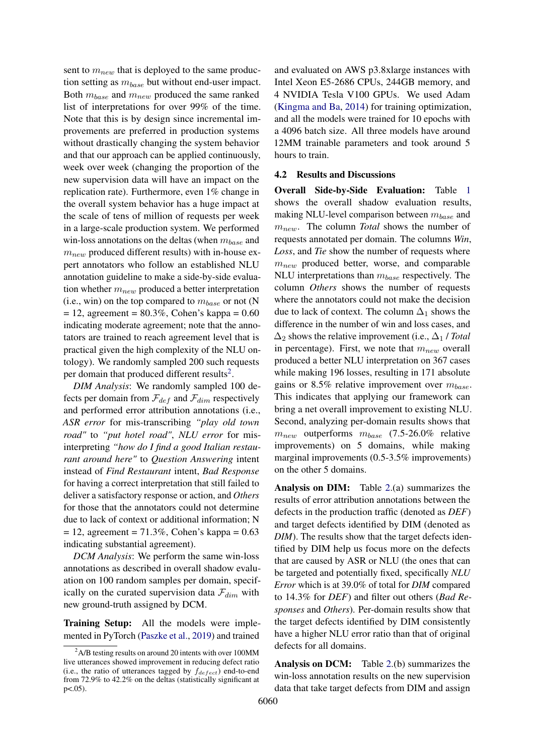sent to $m_{new}$ that is deployed to the same production setting as $m_{base}$ but without end-user impact. Both $m_{base}$ and $m_{new}$ produced the same ranked list of interpretations for over 99% of the time. Note that this is by design since incremental improvements are preferred in production systems without drastically changing the system behavior and that our approach can be applied continuously, week over week (changing the proportion of the new supervision data will have an impact on the replication rate). Furthermore, even 1% change in the overall system behavior has a huge impact at the scale of tens of million of requests per week in a large-scale production system. We performed win-loss annotations on the deltas (when $m_{base}$ and $m_{new}$ produced different results) with in-house expert annotators who follow an established NLU annotation guideline to make a side-by-side evaluation whether $m_{new}$ produced a better interpretation (i.e., win) on the top compared to $m_{base}$ or not (N = 12, agreement = 80.3%, Cohen's kappa = 0.60 indicating moderate agreement; note that the annotators are trained to reach agreement level that is practical given the high complexity of the NLU ontology). We randomly sampled 200 such requests per domain that produced different results[2].

*DIM Analysis*: We randomly sampled 100 defects per domain from $\mathcal{F}_{def}$ and $\mathcal{F}_{dim}$ respectively and performed error attribution annotations (i.e., *ASR error* for mis-transcribing *"play old town road"* to *"put hotel road"*, *NLU error* for misinterpreting *"how do I find a good Italian restaurant around here"* to *Question Answering* intent instead of *Find Restaurant* intent, *Bad Response* for having a correct interpretation that still failed to deliver a satisfactory response or action, and *Others* for those that the annotators could not determine due to lack of context or additional information; N = 12, agreement = 71.3%, Cohen's kappa = 0.63 indicating substantial agreement).

*DCM Analysis*: We perform the same win-loss annotations as described in overall shadow evaluation on 100 random samples per domain, specifically on the curated supervision data $\mathcal{F}_{dim}$ with new ground-truth assigned by DCM.

**Training Setup:** All the models were implemented in PyTorch (Paszke et al., 2019) and trained and evaluated on AWS p3.8xlarge instances with Intel Xeon E5-2686 CPUs, 244GB memory, and 4 NVIDIA Tesla V100 GPUs. We used Adam (Kingma and Ba, 2014) for training optimization, and all the models were trained for 10 epochs with a 4096 batch size. All three models have around 12MM trainable parameters and took around 5 hours to train.

### 4.2 Results and Discussions

**Overall Side-by-Side Evaluation:** Table 1 shows the overall shadow evaluation results, making NLU-level comparison between $m_{base}$ and $m_{new}$. The column *Total* shows the number of requests annotated per domain. The columns *Win*, *Loss*, and *Tie* show the number of requests where $m_{new}$ produced better, worse, and comparable NLU interpretations than $m_{base}$ respectively. The column *Others* shows the number of requests where the annotators could not make the decision due to lack of context. The column $\Delta_1$ shows the difference in the number of win and loss cases, and $\Delta_2$ shows the relative improvement (i.e., $\Delta_1$ / *Total* in percentage). First, we note that $m_{new}$ overall produced a better NLU interpretation on 367 cases while making 196 losses, resulting in 171 absolute gains or 8.5% relative improvement over $m_{base}$. This indicates that applying our framework can bring a net overall improvement to existing NLU. Second, analyzing per-domain results shows that $m_{new}$ outperforms $m_{base}$ (7.5-26.0% relative improvements) on 5 domains, while making marginal improvements (0.5-3.5% improvements) on the other 5 domains.

**Analysis on DIM:** Table 2.(a) summarizes the results of error attribution annotations between the defects in the production traffic (denoted as *DEF*) and target defects identified by DIM (denoted as *DIM*). The results show that the target defects identified by DIM help us focus more on the defects that are caused by ASR or NLU (the ones that can be targeted and potentially fixed, specifically *NLU Error* which is at 39.0% of total for *DIM* compared to 14.3% for *DEF*) and filter out others (*Bad Responses* and *Others*). Per-domain results show that the target defects identified by DIM consistently have a higher NLU error ratio than that of original defects for all domains.

**Analysis on DCM:** Table 2.(b) summarizes the win-loss annotation results on the new supervision data that take target defects from DIM and assign

[2] A/B testing results on around 20 intents with over 100MM live utterances showed improvement in reducing defect ratio (i.e., the ratio of utterances tagged by $f_{defect}$) end-to-end from 72.9% to 42.2% on the deltas (statistically significant at p<.05).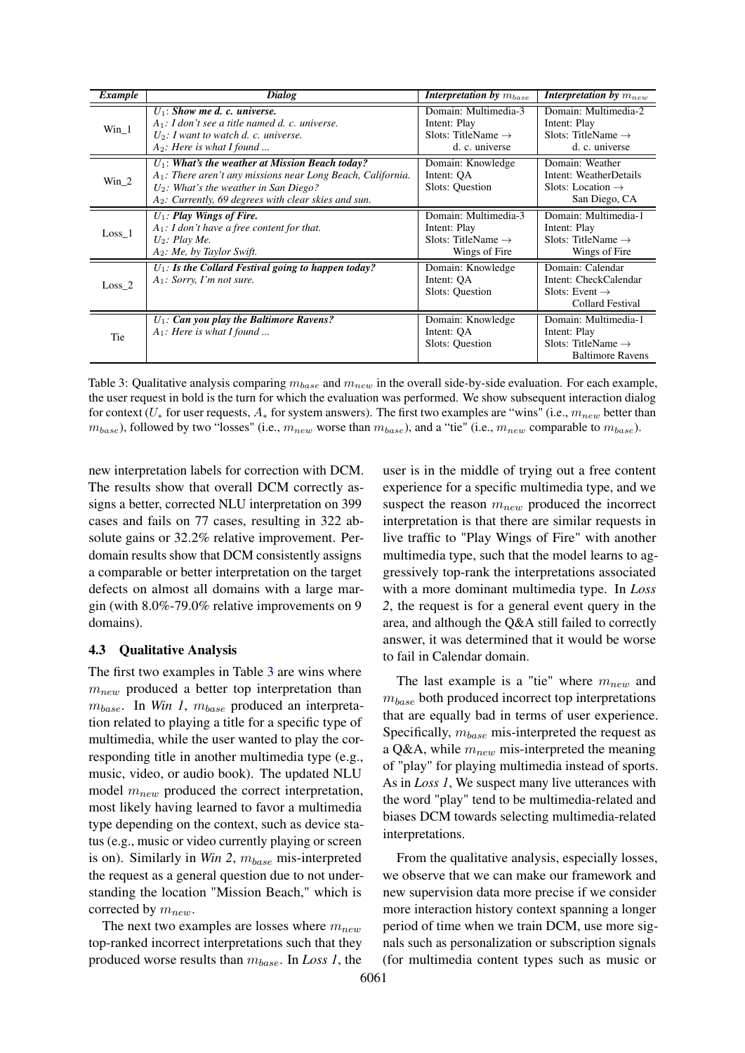| *Example* | *Dialog* | *Interpretation by $m_{base}$* | *Interpretation by $m_{new}$* |
|---|---|---|---|
| Win_1 | $U_1$: ***Show me d. c. universe.***<br>$A_1$: *I don't see a title named d. c. universe.*<br>$U_2$: *I want to watch d. c. universe.*<br>$A_2$: *Here is what I found ...* | Domain: Multimedia-3<br>Intent: Play<br>Slots: TitleName $\rightarrow$ d. c. universe | Domain: Multimedia-2<br>Intent: Play<br>Slots: TitleName $\rightarrow$ d. c. universe |
| Win_2 | $U_1$: ***What's the weather at Mission Beach today?***<br>$A_1$: *There aren't any missions near Long Beach, California.*<br>$U_2$: *What's the weather in San Diego?*<br>$A_2$: *Currently, 69 degrees with clear skies and sun.* | Domain: Knowledge<br>Intent: QA<br>Slots: Question | Domain: Weather<br>Intent: WeatherDetails<br>Slots: Location $\rightarrow$ San Diego, CA |
| Loss_1 | $U_1$: ***Play Wings of Fire.***<br>$A_1$: *I don't have a free content for that.*<br>$U_2$: *Play Me.*<br>$A_2$: *Me, by Taylor Swift.* | Domain: Multimedia-3<br>Intent: Play<br>Slots: TitleName $\rightarrow$ Wings of Fire | Domain: Multimedia-1<br>Intent: Play<br>Slots: TitleName $\rightarrow$ Wings of Fire |
| Loss_2 | $U_1$: ***Is the Collard Festival going to happen today?***<br>$A_1$: *Sorry, I'm not sure.* | Domain: Knowledge<br>Intent: QA<br>Slots: Question | Domain: Calendar<br>Intent: CheckCalendar<br>Slots: Event $\rightarrow$ Collard Festival |
| Tie | $U_1$: ***Can you play the Baltimore Ravens?***<br>$A_1$: *Here is what I found ...* | Domain: Knowledge<br>Intent: QA<br>Slots: Question | Domain: Multimedia-1<br>Intent: Play<br>Slots: TitleName $\rightarrow$ Baltimore Ravens |

Table 3: Qualitative analysis comparing $m_{base}$ and $m_{new}$ in the overall side-by-side evaluation. For each example, the user request in bold is the turn for which the evaluation was performed. We show subsequent interaction dialog for context ($U_*$ for user requests, $A_*$ for system answers). The first two examples are "wins" (i.e., $m_{new}$ better than $m_{base}$), followed by two "losses" (i.e., $m_{new}$ worse than $m_{base}$), and a "tie" (i.e., $m_{new}$ comparable to $m_{base}$).

new interpretation labels for correction with DCM. The results show that overall DCM correctly assigns a better, corrected NLU interpretation on 399 cases and fails on 77 cases, resulting in 322 absolute gains or 32.2% relative improvement. Per-domain results show that DCM consistently assigns a comparable or better interpretation on the target defects on almost all domains with a large margin (with 8.0%-79.0% relative improvements on 9 domains).

### 4.3 Qualitative Analysis

The first two examples in Table 3 are wins where $m_{new}$ produced a better top interpretation than $m_{base}$. In *Win 1*, $m_{base}$ produced an interpretation related to playing a title for a specific type of multimedia, while the user wanted to play the corresponding title in another multimedia type (e.g., music, video, or audio book). The updated NLU model $m_{new}$ produced the correct interpretation, most likely having learned to favor a multimedia type depending on the context, such as device status (e.g., music or video currently playing or screen is on). Similarly in *Win 2*, $m_{base}$ mis-interpreted the request as a general question due to not understanding the location "Mission Beach," which is corrected by $m_{new}$.

The next two examples are losses where $m_{new}$ top-ranked incorrect interpretations such that they produced worse results than $m_{base}$. In *Loss 1*, the user is in the middle of trying out a free content experience for a specific multimedia type, and we suspect the reason $m_{new}$ produced the incorrect interpretation is that there are similar requests in live traffic to "Play Wings of Fire" with another multimedia type, such that the model learns to aggressively top-rank the interpretations associated with a more dominant multimedia type. In *Loss 2*, the request is for a general event query in the area, and although the Q&A still failed to correctly answer, it was determined that it would be worse to fail in Calendar domain.

The last example is a "tie" where $m_{new}$ and $m_{base}$ both produced incorrect top interpretations that are equally bad in terms of user experience. Specifically, $m_{base}$ mis-interpreted the request as a Q&A, while $m_{new}$ mis-interpreted the meaning of "play" for playing multimedia instead of sports. As in *Loss 1*, We suspect many live utterances with the word "play" tend to be multimedia-related and biases DCM towards selecting multimedia-related interpretations.

From the qualitative analysis, especially losses, we observe that we can make our framework and new supervision data more precise if we consider more interaction history context spanning a longer period of time when we train DCM, use more signals such as personalization or subscription signals (for multimedia content types such as music or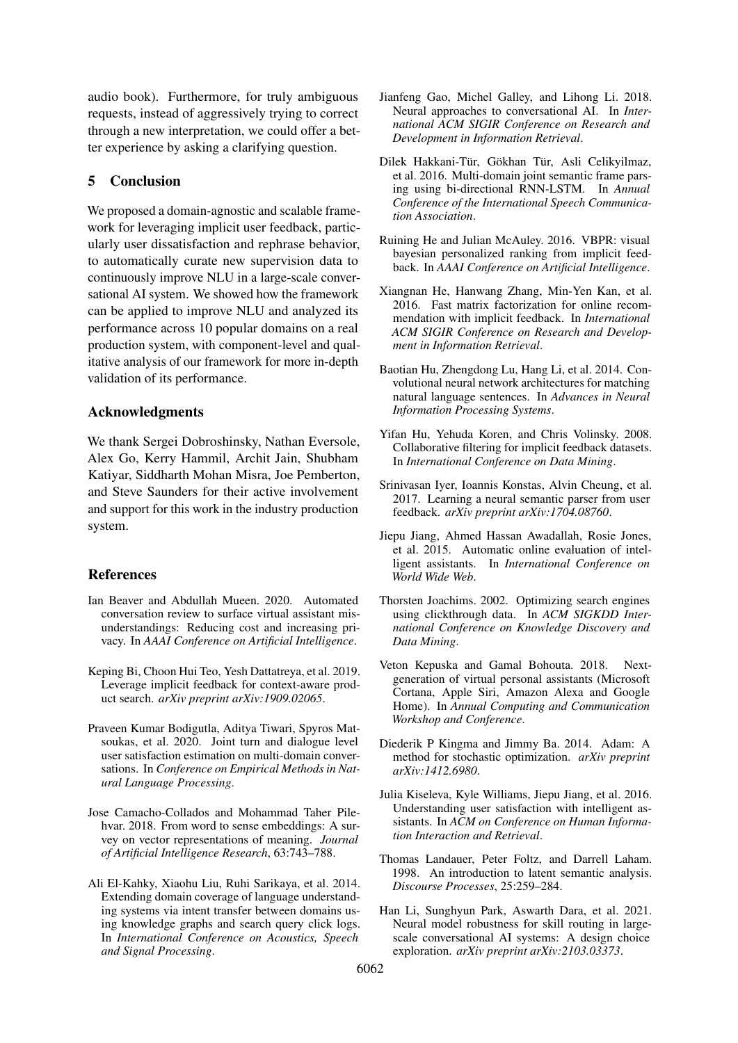audio book). Furthermore, for truly ambiguous requests, instead of aggressively trying to correct through a new interpretation, we could offer a better experience by asking a clarifying question.

## 5 Conclusion

We proposed a domain-agnostic and scalable framework for leveraging implicit user feedback, particularly user dissatisfaction and rephrase behavior, to automatically curate new supervision data to continuously improve NLU in a large-scale conversational AI system. We showed how the framework can be applied to improve NLU and analyzed its performance across 10 popular domains on a real production system, with component-level and qualitative analysis of our framework for more in-depth validation of its performance.

## Acknowledgments

We thank Sergei Dobroshinsky, Nathan Eversole, Alex Go, Kerry Hammil, Archit Jain, Shubham Katiyar, Siddharth Mohan Misra, Joe Pemberton, and Steve Saunders for their active involvement and support for this work in the industry production system.

## References

Ian Beaver and Abdullah Mueen. 2020. Automated conversation review to surface virtual assistant misunderstandings: Reducing cost and increasing privacy. In *AAAI Conference on Artificial Intelligence*.

Keping Bi, Choon Hui Teo, Yesh Dattatreya, et al. 2019. Leverage implicit feedback for context-aware product search. *arXiv preprint arXiv:1909.02065*.

Praveen Kumar Bodigutla, Aditya Tiwari, Spyros Matsoukas, et al. 2020. Joint turn and dialogue level user satisfaction estimation on multi-domain conversations. In *Conference on Empirical Methods in Natural Language Processing*.

Jose Camacho-Collados and Mohammad Taher Pilehvar. 2018. From word to sense embeddings: A survey on vector representations of meaning. *Journal of Artificial Intelligence Research*, 63:743–788.

Ali El-Kahky, Xiaohu Liu, Ruhi Sarikaya, et al. 2014. Extending domain coverage of language understanding systems via intent transfer between domains using knowledge graphs and search query click logs. In *International Conference on Acoustics, Speech and Signal Processing*.

Jianfeng Gao, Michel Galley, and Lihong Li. 2018. Neural approaches to conversational AI. In *International ACM SIGIR Conference on Research and Development in Information Retrieval*.

Dilek Hakkani-Tür, Gökhan Tür, Asli Celikyilmaz, et al. 2016. Multi-domain joint semantic frame parsing using bi-directional RNN-LSTM. In *Annual Conference of the International Speech Communication Association*.

Ruining He and Julian McAuley. 2016. VBPR: visual bayesian personalized ranking from implicit feedback. In *AAAI Conference on Artificial Intelligence*.

Xiangnan He, Hanwang Zhang, Min-Yen Kan, et al. 2016. Fast matrix factorization for online recommendation with implicit feedback. In *International ACM SIGIR Conference on Research and Development in Information Retrieval*.

Baotian Hu, Zhengdong Lu, Hang Li, et al. 2014. Convolutional neural network architectures for matching natural language sentences. In *Advances in Neural Information Processing Systems*.

Yifan Hu, Yehuda Koren, and Chris Volinsky. 2008. Collaborative filtering for implicit feedback datasets. In *International Conference on Data Mining*.

Srinivasan Iyer, Ioannis Konstas, Alvin Cheung, et al. 2017. Learning a neural semantic parser from user feedback. *arXiv preprint arXiv:1704.08760*.

Jiepu Jiang, Ahmed Hassan Awadallah, Rosie Jones, et al. 2015. Automatic online evaluation of intelligent assistants. In *International Conference on World Wide Web*.

Thorsten Joachims. 2002. Optimizing search engines using clickthrough data. In *ACM SIGKDD International Conference on Knowledge Discovery and Data Mining*.

Veton Kepuska and Gamal Bohouta. 2018. Next-generation of virtual personal assistants (Microsoft Cortana, Apple Siri, Amazon Alexa and Google Home). In *Annual Computing and Communication Workshop and Conference*.

Diederik P Kingma and Jimmy Ba. 2014. Adam: A method for stochastic optimization. *arXiv preprint arXiv:1412.6980*.

Julia Kiseleva, Kyle Williams, Jiepu Jiang, et al. 2016. Understanding user satisfaction with intelligent assistants. In *ACM on Conference on Human Information Interaction and Retrieval*.

Thomas Landauer, Peter Foltz, and Darrell Laham. 1998. An introduction to latent semantic analysis. *Discourse Processes*, 25:259–284.

Han Li, Sunghyun Park, Aswarth Dara, et al. 2021. Neural model robustness for skill routing in large-scale conversational AI systems: A design choice exploration. *arXiv preprint arXiv:2103.03373*.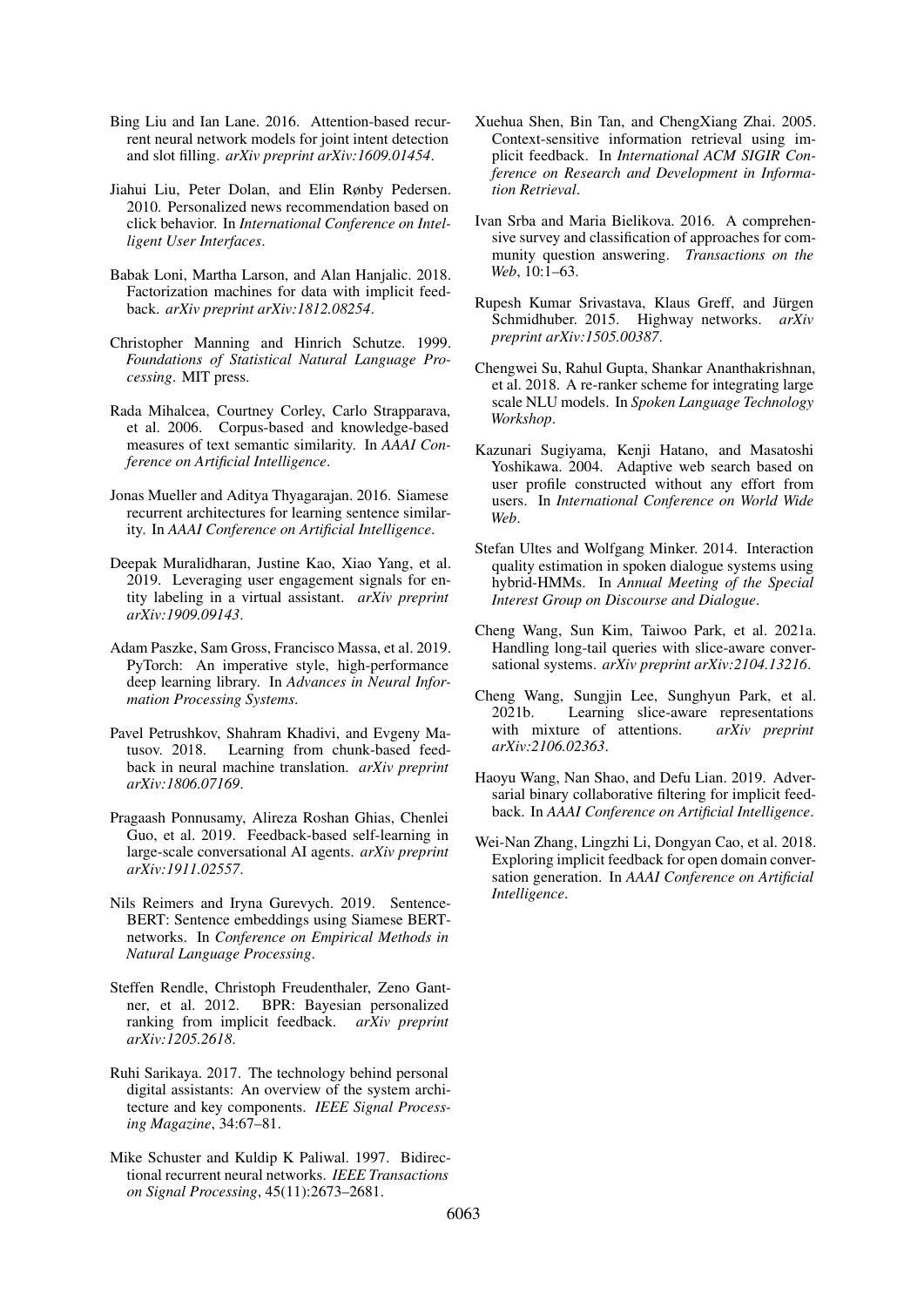Bing Liu and Ian Lane. 2016. Attention-based recurrent neural network models for joint intent detection and slot filling. *arXiv preprint arXiv:1609.01454*.

Jiahui Liu, Peter Dolan, and Elin Rønby Pedersen. 2010. Personalized news recommendation based on click behavior. In *International Conference on Intelligent User Interfaces*.

Babak Loni, Martha Larson, and Alan Hanjalic. 2018. Factorization machines for data with implicit feedback. *arXiv preprint arXiv:1812.08254*.

Christopher Manning and Hinrich Schutze. 1999. *Foundations of Statistical Natural Language Processing*. MIT press.

Rada Mihalcea, Courtney Corley, Carlo Strapparava, et al. 2006. Corpus-based and knowledge-based measures of text semantic similarity. In *AAAI Conference on Artificial Intelligence*.

Jonas Mueller and Aditya Thyagarajan. 2016. Siamese recurrent architectures for learning sentence similarity. In *AAAI Conference on Artificial Intelligence*.

Deepak Muralidharan, Justine Kao, Xiao Yang, et al. 2019. Leveraging user engagement signals for entity labeling in a virtual assistant. *arXiv preprint arXiv:1909.09143*.

Adam Paszke, Sam Gross, Francisco Massa, et al. 2019. PyTorch: An imperative style, high-performance deep learning library. In *Advances in Neural Information Processing Systems*.

Pavel Petrushkov, Shahram Khadivi, and Evgeny Matusov. 2018. Learning from chunk-based feedback in neural machine translation. *arXiv preprint arXiv:1806.07169*.

Pragaash Ponnusamy, Alireza Roshan Ghias, Chenlei Guo, et al. 2019. Feedback-based self-learning in large-scale conversational AI agents. *arXiv preprint arXiv:1911.02557*.

Nils Reimers and Iryna Gurevych. 2019. Sentence-BERT: Sentence embeddings using Siamese BERT-networks. In *Conference on Empirical Methods in Natural Language Processing*.

Steffen Rendle, Christoph Freudenthaler, Zeno Gantner, et al. 2012. BPR: Bayesian personalized ranking from implicit feedback. *arXiv preprint arXiv:1205.2618*.

Ruhi Sarikaya. 2017. The technology behind personal digital assistants: An overview of the system architecture and key components. *IEEE Signal Processing Magazine*, 34:67–81.

Mike Schuster and Kuldip K Paliwal. 1997. Bidirectional recurrent neural networks. *IEEE Transactions on Signal Processing*, 45(11):2673–2681.

Xuehua Shen, Bin Tan, and ChengXiang Zhai. 2005. Context-sensitive information retrieval using implicit feedback. In *International ACM SIGIR Conference on Research and Development in Information Retrieval*.

Ivan Srba and Maria Bielikova. 2016. A comprehensive survey and classification of approaches for community question answering. *Transactions on the Web*, 10:1–63.

Rupesh Kumar Srivastava, Klaus Greff, and Jürgen Schmidhuber. 2015. Highway networks. *arXiv preprint arXiv:1505.00387*.

Chengwei Su, Rahul Gupta, Shankar Ananthakrishnan, et al. 2018. A re-ranker scheme for integrating large scale NLU models. In *Spoken Language Technology Workshop*.

Kazunari Sugiyama, Kenji Hatano, and Masatoshi Yoshikawa. 2004. Adaptive web search based on user profile constructed without any effort from users. In *International Conference on World Wide Web*.

Stefan Ultes and Wolfgang Minker. 2014. Interaction quality estimation in spoken dialogue systems using hybrid-HMMs. In *Annual Meeting of the Special Interest Group on Discourse and Dialogue*.

Cheng Wang, Sun Kim, Taiwoo Park, et al. 2021a. Handling long-tail queries with slice-aware conversational systems. *arXiv preprint arXiv:2104.13216*.

Cheng Wang, Sungjin Lee, Sunghyun Park, et al. 2021b. Learning slice-aware representations with mixture of attentions. *arXiv preprint arXiv:2106.02363*.

Haoyu Wang, Nan Shao, and Defu Lian. 2019. Adversarial binary collaborative filtering for implicit feedback. In *AAAI Conference on Artificial Intelligence*.

Wei-Nan Zhang, Lingzhi Li, Dongyan Cao, et al. 2018. Exploring implicit feedback for open domain conversation generation. In *AAAI Conference on Artificial Intelligence*.